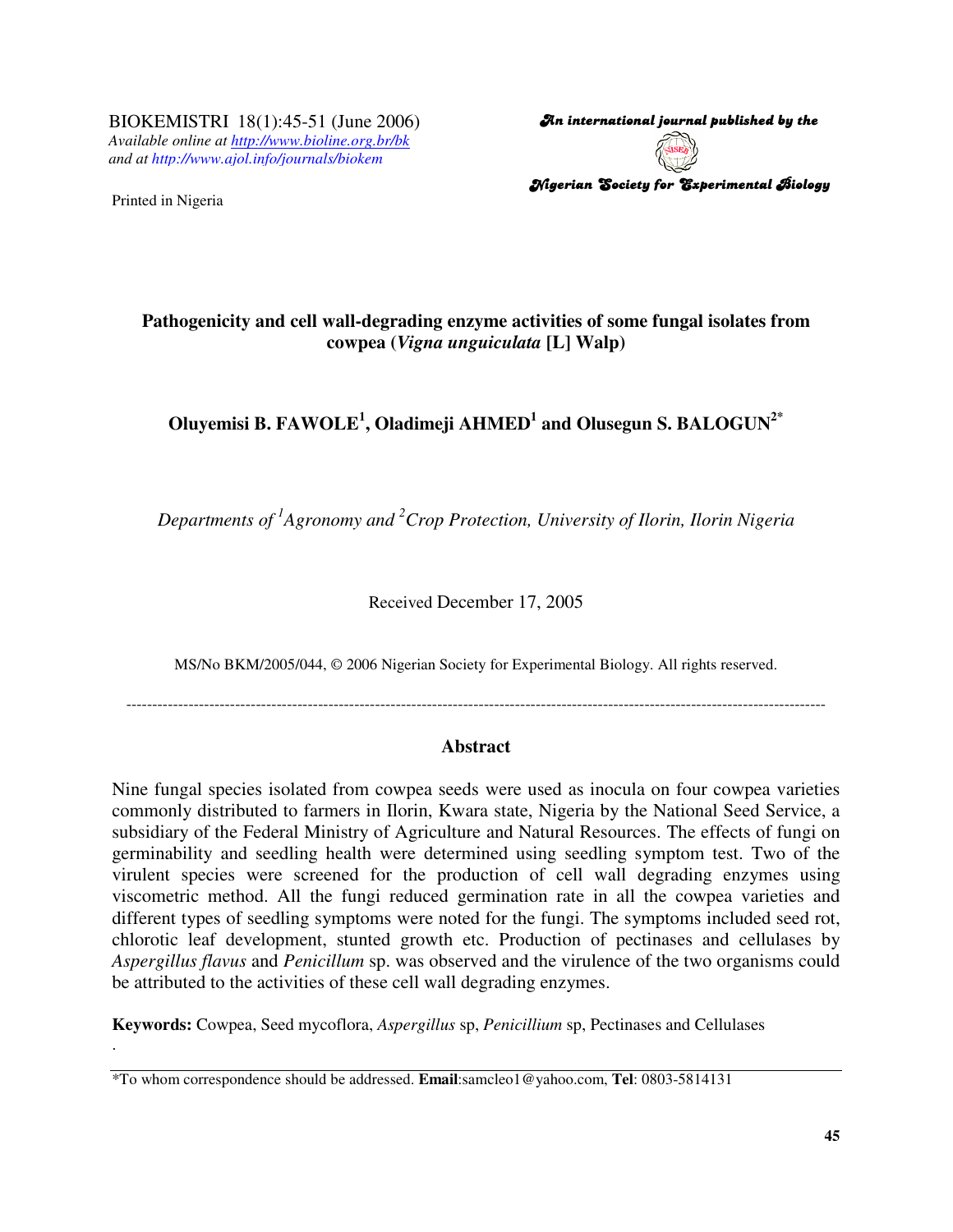BIOKEMISTRI 18(1):45-51 (June 2006)
*Available online at http://www.bioline.org.br/bk*
*and at http://www.ajol.info/journals/biokem*

Printed in Nigeria

*An international journal published by the*
*Nigerian Society for Experimental Biology*

# Pathogenicity and cell wall-degrading enzyme activities of some fungal isolates from cowpea (*Vigna unguiculata* [L] Walp)

**Oluyemisi B. FAWOLE[1], Oladimeji AHMED[1] and Olusegun S. BALOGUN[2*]**

*Departments of [1]Agronomy and [2]Crop Protection, University of Ilorin, Ilorin Nigeria*

Received December 17, 2005

MS/No BKM/2005/044, © 2006 Nigerian Society for Experimental Biology. All rights reserved.

---

## Abstract

Nine fungal species isolated from cowpea seeds were used as inocula on four cowpea varieties commonly distributed to farmers in Ilorin, Kwara state, Nigeria by the National Seed Service, a subsidiary of the Federal Ministry of Agriculture and Natural Resources. The effects of fungi on germinability and seedling health were determined using seedling symptom test. Two of the virulent species were screened for the production of cell wall degrading enzymes using viscometric method. All the fungi reduced germination rate in all the cowpea varieties and different types of seedling symptoms were noted for the fungi. The symptoms included seed rot, chlorotic leaf development, stunted growth etc. Production of pectinases and cellulases by *Aspergillus flavus* and *Penicillum* sp. was observed and the virulence of the two organisms could be attributed to the activities of these cell wall degrading enzymes.

**Keywords:** Cowpea, Seed mycoflora, *Aspergillus* sp, *Penicillium* sp, Pectinases and Cellulases

---

*To whom correspondence should be addressed. **Email**:samcleo1@yahoo.com, **Tel**: 0803-5814131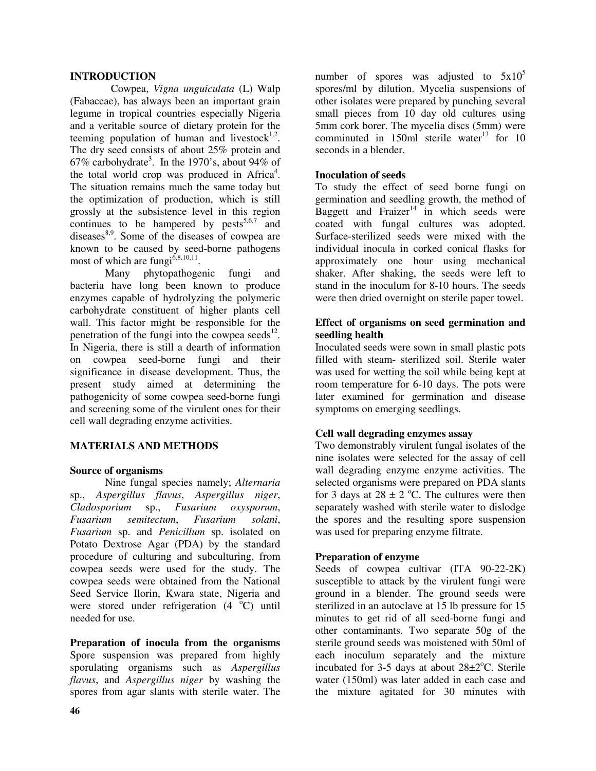## INTRODUCTION

Cowpea, *Vigna unguiculata* (L) Walp (Fabaceae), has always been an important grain legume in tropical countries especially Nigeria and a veritable source of dietary protein for the teeming population of human and livestock[1,2]. The dry seed consists of about 25% protein and 67% carbohydrate[3]. In the 1970's, about 94% of the total world crop was produced in Africa[4]. The situation remains much the same today but the optimization of production, which is still grossly at the subsistence level in this region continues to be hampered by pests[5,6,7] and diseases[8,9]. Some of the diseases of cowpea are known to be caused by seed-borne pathogens most of which are fungi[6,8,10,11].

Many phytopathogenic fungi and bacteria have long been known to produce enzymes capable of hydrolyzing the polymeric carbohydrate constituent of higher plants cell wall. This factor might be responsible for the penetration of the fungi into the cowpea seeds[12]. In Nigeria, there is still a dearth of information on cowpea seed-borne fungi and their significance in disease development. Thus, the present study aimed at determining the pathogenicity of some cowpea seed-borne fungi and screening some of the virulent ones for their cell wall degrading enzyme activities.

## MATERIALS AND METHODS

### Source of organisms

Nine fungal species namely; *Alternaria* sp., *Aspergillus flavus*, *Aspergillus niger*, *Cladosporium* sp., *Fusarium oxysporum*, *Fusarium semitectum*, *Fusarium solani*, *Fusarium* sp. and *Penicillum* sp. isolated on Potato Dextrose Agar (PDA) by the standard procedure of culturing and subculturing, from cowpea seeds were used for the study. The cowpea seeds were obtained from the National Seed Service Ilorin, Kwara state, Nigeria and were stored under refrigeration (4 $^{o}$C) until needed for use.

### Preparation of inocula from the organisms

Spore suspension was prepared from highly sporulating organisms such as *Aspergillus flavus*, and *Aspergillus niger* by washing the spores from agar slants with sterile water. The number of spores was adjusted to $5x10^5$ spores/ml by dilution. Mycelia suspensions of other isolates were prepared by punching several small pieces from 10 day old cultures using 5mm cork borer. The mycelia discs (5mm) were comminuted in 150ml sterile water[13] for 10 seconds in a blender.

### Inoculation of seeds

To study the effect of seed borne fungi on germination and seedling growth, the method of Baggett and Fraizer[14] in which seeds were coated with fungal cultures was adopted. Surface-sterilized seeds were mixed with the individual inocula in corked conical flasks for approximately one hour using mechanical shaker. After shaking, the seeds were left to stand in the inoculum for 8-10 hours. The seeds were then dried overnight on sterile paper towel.

### Effect of organisms on seed germination and seedling health

Inoculated seeds were sown in small plastic pots filled with steam- sterilized soil. Sterile water was used for wetting the soil while being kept at room temperature for 6-10 days. The pots were later examined for germination and disease symptoms on emerging seedlings.

### Cell wall degrading enzymes assay

Two demonstrably virulent fungal isolates of the nine isolates were selected for the assay of cell wall degrading enzyme enzyme activities. The selected organisms were prepared on PDA slants for 3 days at $28 \pm 2$ $^{o}$C. The cultures were then separately washed with sterile water to dislodge the spores and the resulting spore suspension was used for preparing enzyme filtrate.

### Preparation of enzyme

Seeds of cowpea cultivar (ITA 90-22-2K) susceptible to attack by the virulent fungi were ground in a blender. The ground seeds were sterilized in an autoclave at 15 lb pressure for 15 minutes to get rid of all seed-borne fungi and other contaminants. Two separate 50g of the sterile ground seeds was moistened with 50ml of each inoculum separately and the mixture incubated for 3-5 days at about $28\pm2^{o}$C. Sterile water (150ml) was later added in each case and the mixture agitated for 30 minutes with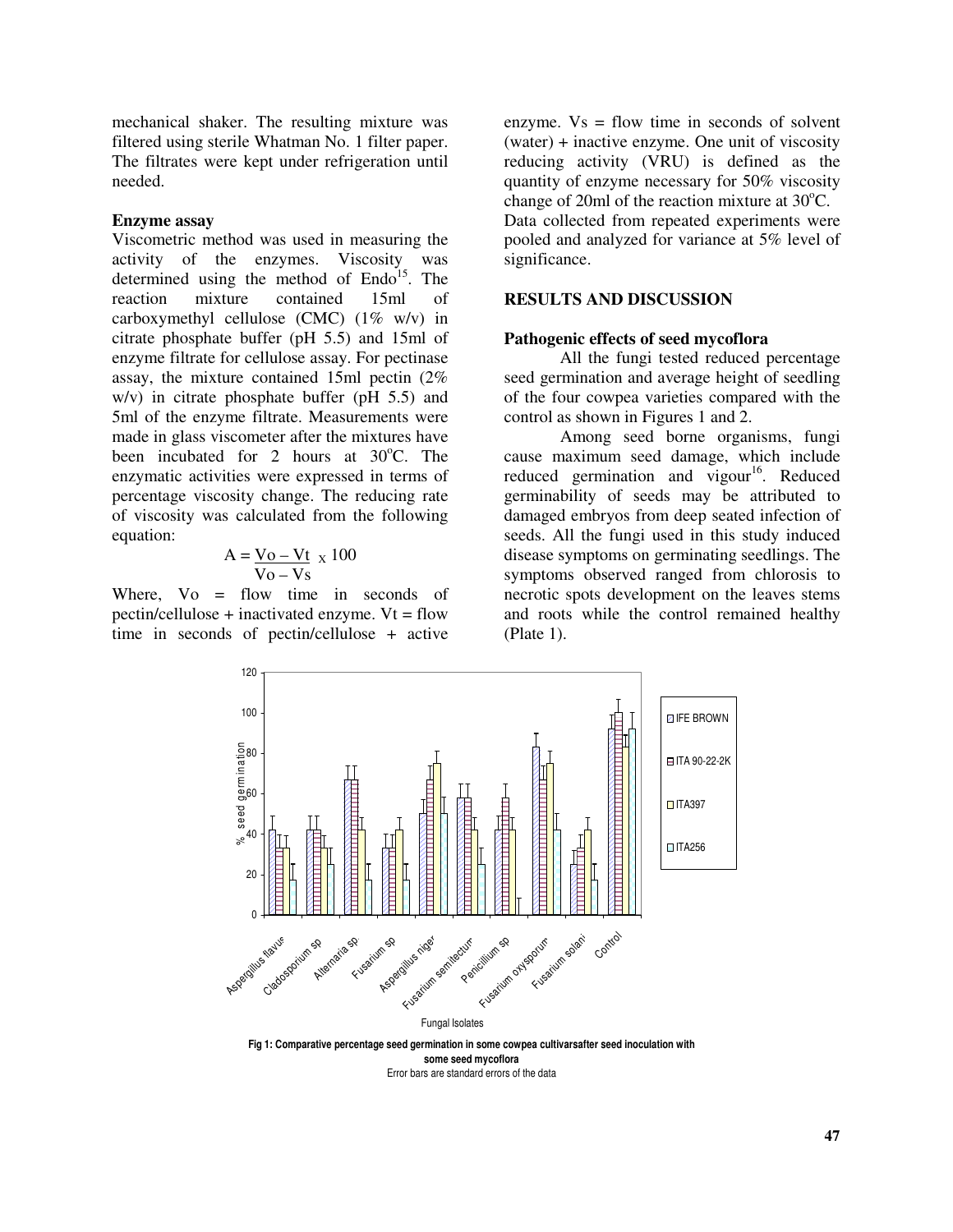mechanical shaker. The resulting mixture was filtered using sterile Whatman No. 1 filter paper. The filtrates were kept under refrigeration until needed.

**Enzyme assay**

Viscometric method was used in measuring the activity of the enzymes. Viscosity was determined using the method of Endo[15]. The reaction mixture contained 15ml of carboxymethyl cellulose (CMC) (1% w/v) in citrate phosphate buffer (pH 5.5) and 15ml of enzyme filtrate for cellulose assay. For pectinase assay, the mixture contained 15ml pectin (2% w/v) in citrate phosphate buffer (pH 5.5) and 5ml of the enzyme filtrate. Measurements were made in glass viscometer after the mixtures have been incubated for 2 hours at 30°C. The enzymatic activities were expressed in terms of percentage viscosity change. The reducing rate of viscosity was calculated from the following equation:

$$A = \frac{Vo - Vt}{Vo - Vs} \times 100$$

Where, Vo = flow time in seconds of pectin/cellulose + inactivated enzyme. Vt = flow time in seconds of pectin/cellulose + active enzyme. Vs = flow time in seconds of solvent (water) + inactive enzyme. One unit of viscosity reducing activity (VRU) is defined as the quantity of enzyme necessary for 50% viscosity change of 20ml of the reaction mixture at 30°C. Data collected from repeated experiments were pooled and analyzed for variance at 5% level of significance.

## RESULTS AND DISCUSSION

**Pathogenic effects of seed mycoflora**

All the fungi tested reduced percentage seed germination and average height of seedling of the four cowpea varieties compared with the control as shown in Figures 1 and 2.

Among seed borne organisms, fungi cause maximum seed damage, which include reduced germination and vigour[16]. Reduced germinability of seeds may be attributed to damaged embryos from deep seated infection of seeds. All the fungi used in this study induced disease symptoms on germinating seedlings. The symptoms observed ranged from chlorosis to necrotic spots development on the leaves stems and roots while the control remained healthy (Plate 1).

**Fig 1: Comparative percentage seed germination in some cowpea cultivarsafter seed inoculation with some seed mycoflora**

Error bars are standard errors of the data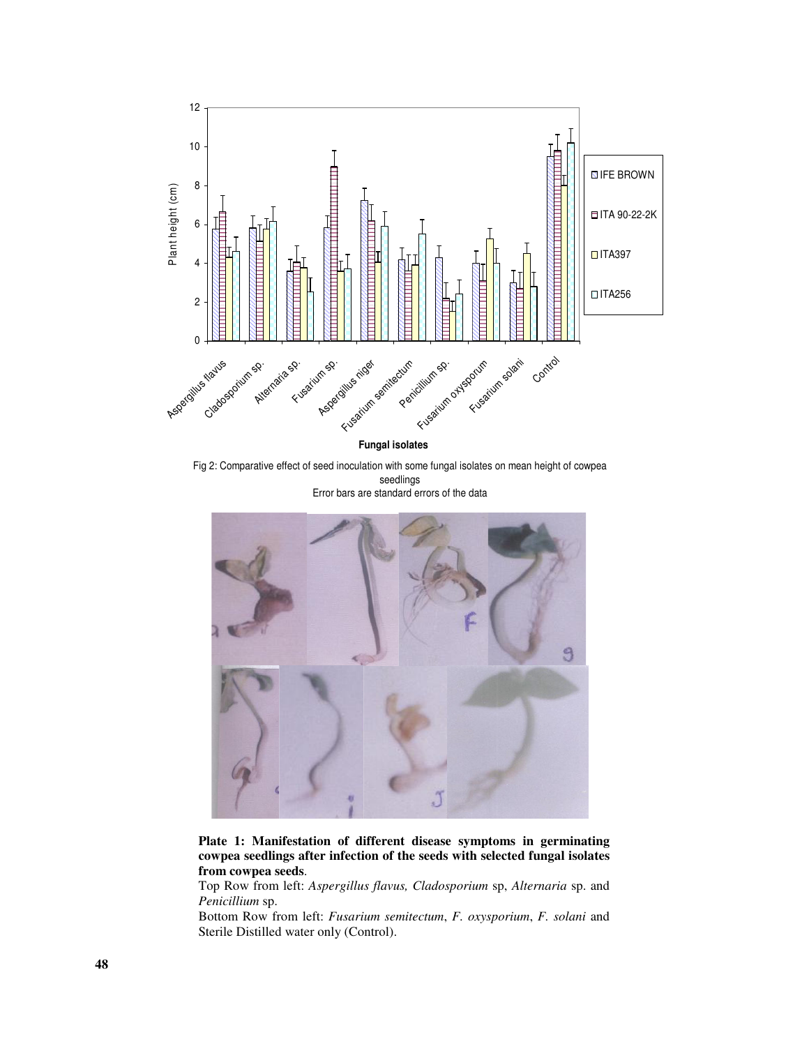Fig 2: Comparative effect of seed inoculation with some fungal isolates on mean height of cowpea seedlings
Error bars are standard errors of the data

**Plate 1: Manifestation of different disease symptoms in germinating cowpea seedlings after infection of the seeds with selected fungal isolates from cowpea seeds**.

Top Row from left: *Aspergillus flavus, Cladosporium* sp, *Alternaria* sp. and *Penicillium* sp.

Bottom Row from left: *Fusarium semitectum*, *F. oxysporium*, *F. solani* and Sterile Distilled water only (Control).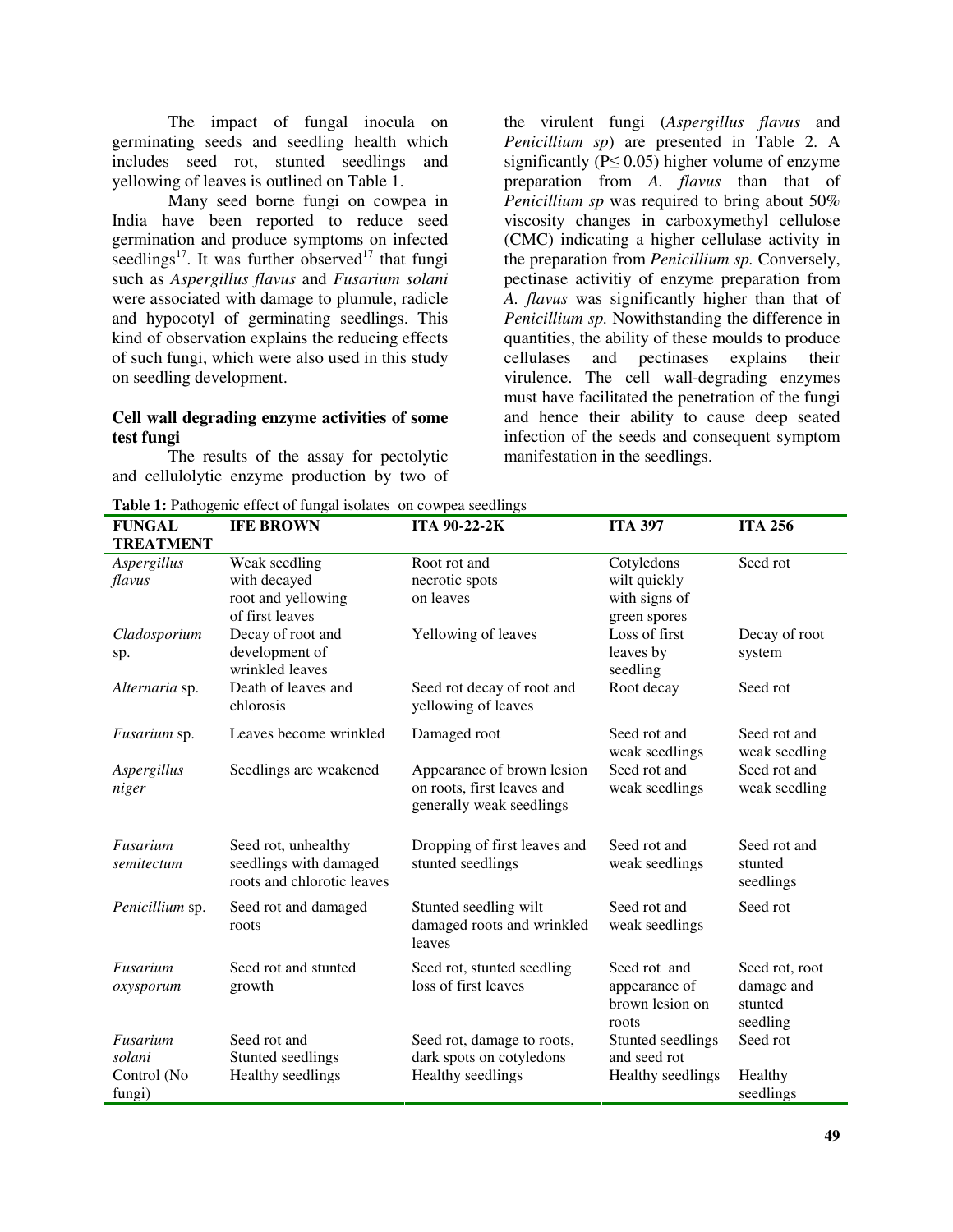The impact of fungal inocula on germinating seeds and seedling health which includes seed rot, stunted seedlings and yellowing of leaves is outlined on Table 1.

Many seed borne fungi on cowpea in India have been reported to reduce seed germination and produce symptoms on infected seedlings[17]. It was further observed[17] that fungi such as *Aspergillus flavus* and *Fusarium solani* were associated with damage to plumule, radicle and hypocotyl of germinating seedlings. This kind of observation explains the reducing effects of such fungi, which were also used in this study on seedling development.

### Cell wall degrading enzyme activities of some test fungi

The results of the assay for pectolytic and cellulolytic enzyme production by two of the virulent fungi (*Aspergillus flavus* and *Penicillium sp*) are presented in Table 2. A significantly ($P \leq 0.05$) higher volume of enzyme preparation from *A. flavus* than that of *Penicillium sp* was required to bring about 50% viscosity changes in carboxymethyl cellulose (CMC) indicating a higher cellulase activity in the preparation from *Penicillium sp.* Conversely, pectinase activitiy of enzyme preparation from *A. flavus* was significantly higher than that of *Penicillium sp.* Nowithstanding the difference in quantities, the ability of these moulds to produce cellulases and pectinases explains their virulence. The cell wall-degrading enzymes must have facilitated the penetration of the fungi and hence their ability to cause deep seated infection of the seeds and consequent symptom manifestation in the seedlings.

**Table 1:** Pathogenic effect of fungal isolates on cowpea seedlings

| FUNGAL TREATMENT | IFE BROWN | ITA 90-22-2K | ITA 397 | ITA 256 |
|---|---|---|---|---|
| *Aspergillus flavus* | Weak seedling with decayed root and yellowing of first leaves | Root rot and necrotic spots on leaves | Cotyledons wilt quickly with signs of green spores | Seed rot |
| *Cladosporium* sp. | Decay of root and development of wrinkled leaves | Yellowing of leaves | Loss of first leaves by seedling | Decay of root system |
| *Alternaria* sp. | Death of leaves and chlorosis | Seed rot decay of root and yellowing of leaves | Root decay | Seed rot |
| *Fusarium* sp. | Leaves become wrinkled | Damaged root | Seed rot and weak seedlings | Seed rot and weak seedling |
| *Aspergillus niger* | Seedlings are weakened | Appearance of brown lesion on roots, first leaves and generally weak seedlings | Seed rot and weak seedlings | Seed rot and weak seedling |
| *Fusarium semitectum* | Seed rot, unhealthy seedlings with damaged roots and chlorotic leaves | Dropping of first leaves and stunted seedlings | Seed rot and weak seedlings | Seed rot and stunted seedlings |
| *Penicillium* sp. | Seed rot and damaged roots | Stunted seedling wilt damaged roots and wrinkled leaves | Seed rot and weak seedlings | Seed rot |
| *Fusarium oxysporum* | Seed rot and stunted growth | Seed rot, stunted seedling loss of first leaves | Seed rot and appearance of brown lesion on roots | Seed rot, root damage and stunted seedling |
| *Fusarium solani* | Seed rot and Stunted seedlings | Seed rot, damage to roots, dark spots on cotyledons | Stunted seedlings and seed rot | Seed rot |
| Control (No fungi) | Healthy seedlings | Healthy seedlings | Healthy seedlings | Healthy seedlings |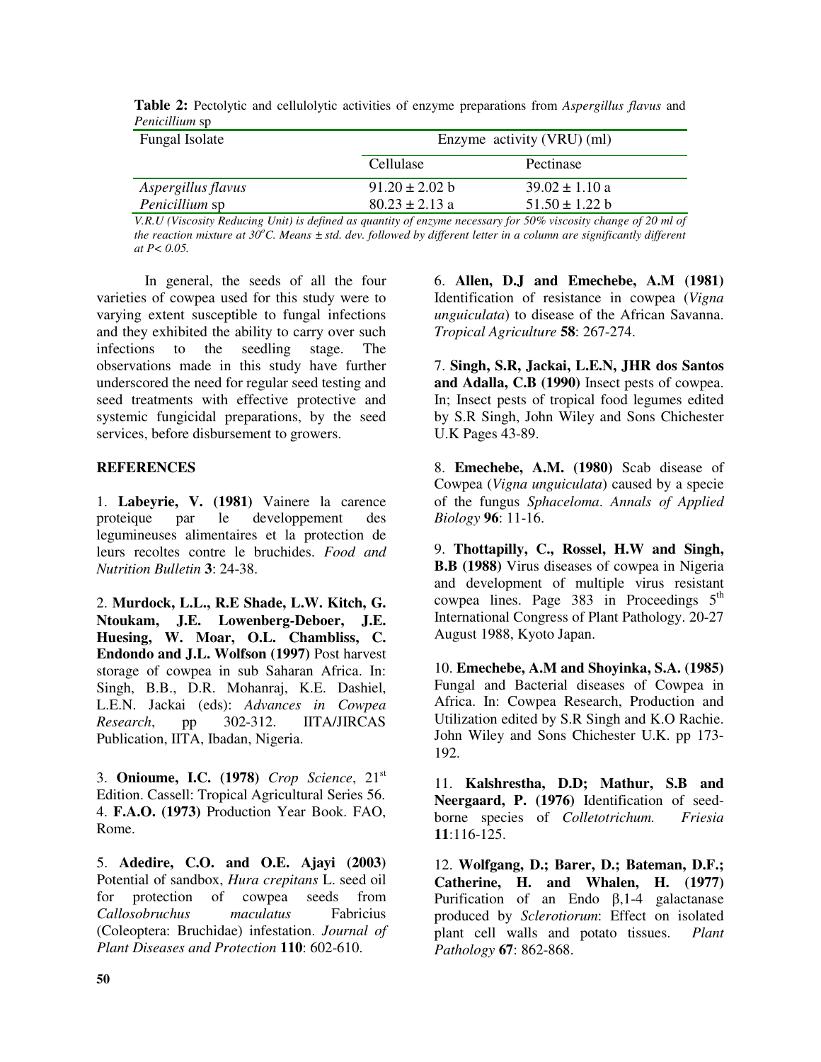**Table 2:** Pectolytic and cellulolytic activities of enzyme preparations from *Aspergillus flavus* and *Penicillium* sp

| Fungal Isolate | Enzyme activity (VRU) (ml) | |
|---|---|---|
| | Cellulase | Pectinase |
| *Aspergillus flavus* | 91.20 ± 2.02 b | 39.02 ± 1.10 a |
| *Penicillium* sp | 80.23 ± 2.13 a | 51.50 ± 1.22 b |

*V.R.U (Viscosity Reducing Unit) is defined as quantity of enzyme necessary for 50% viscosity change of 20 ml of the reaction mixture at 30°C. Means ± std. dev. followed by different letter in a column are significantly different at P< 0.05.*

In general, the seeds of all the four varieties of cowpea used for this study were to varying extent susceptible to fungal infections and they exhibited the ability to carry over such infections to the seedling stage. The observations made in this study have further underscored the need for regular seed testing and seed treatments with effective protective and systemic fungicidal preparations, by the seed services, before disbursement to growers.

## REFERENCES

1. **Labeyrie, V. (1981)** Vainere la carence proteique par le developpement des legumineuses alimentaires et la protection de leurs recoltes contre le bruchides. *Food and Nutrition Bulletin* **3**: 24-38.

2. **Murdock, L.L., R.E Shade, L.W. Kitch, G. Ntoukam, J.E. Lowenberg-Deboer, J.E. Huesing, W. Moar, O.L. Chambliss, C. Endondo and J.L. Wolfson (1997)** Post harvest storage of cowpea in sub Saharan Africa. In: Singh, B.B., D.R. Mohanraj, K.E. Dashiel, L.E.N. Jackai (eds): *Advances in Cowpea Research*, pp 302-312. IITA/JIRCAS Publication, IITA, Ibadan, Nigeria.

3. **Onioume, I.C. (1978)** *Crop Science*, 21st Edition. Cassell: Tropical Agricultural Series 56.

4. **F.A.O. (1973)** Production Year Book. FAO, Rome.

5. **Adedire, C.O. and O.E. Ajayi (2003)** Potential of sandbox, *Hura crepitans* L. seed oil for protection of cowpea seeds from *Callosobruchus maculatus* Fabricius (Coleoptera: Bruchidae) infestation. *Journal of Plant Diseases and Protection* **110**: 602-610.

6. **Allen, D.J and Emechebe, A.M (1981)** Identification of resistance in cowpea (*Vigna unguiculata*) to disease of the African Savanna. *Tropical Agriculture* **58**: 267-274.

7. **Singh, S.R, Jackai, L.E.N, JHR dos Santos and Adalla, C.B (1990)** Insect pests of cowpea. In; Insect pests of tropical food legumes edited by S.R Singh, John Wiley and Sons Chichester U.K Pages 43-89.

8. **Emechebe, A.M. (1980)** Scab disease of Cowpea (*Vigna unguiculata*) caused by a specie of the fungus *Sphaceloma*. *Annals of Applied Biology* **96**: 11-16.

9. **Thottapilly, C., Rossel, H.W and Singh, B.B (1988)** Virus diseases of cowpea in Nigeria and development of multiple virus resistant cowpea lines. Page 383 in Proceedings 5th International Congress of Plant Pathology. 20-27 August 1988, Kyoto Japan.

10. **Emechebe, A.M and Shoyinka, S.A. (1985)** Fungal and Bacterial diseases of Cowpea in Africa. In: Cowpea Research, Production and Utilization edited by S.R Singh and K.O Rachie. John Wiley and Sons Chichester U.K. pp 173-192.

11. **Kalshrestha, D.D; Mathur, S.B and Neergaard, P. (1976)** Identification of seed-borne species of *Colletotrichum.* *Friesia* **11**:116-125.

12. **Wolfgang, D.; Barer, D.; Bateman, D.F.; Catherine, H. and Whalen, H. (1977)** Purification of an Endo β,1-4 galactanase produced by *Sclerotiorum*: Effect on isolated plant cell walls and potato tissues. *Plant Pathology* **67**: 862-868.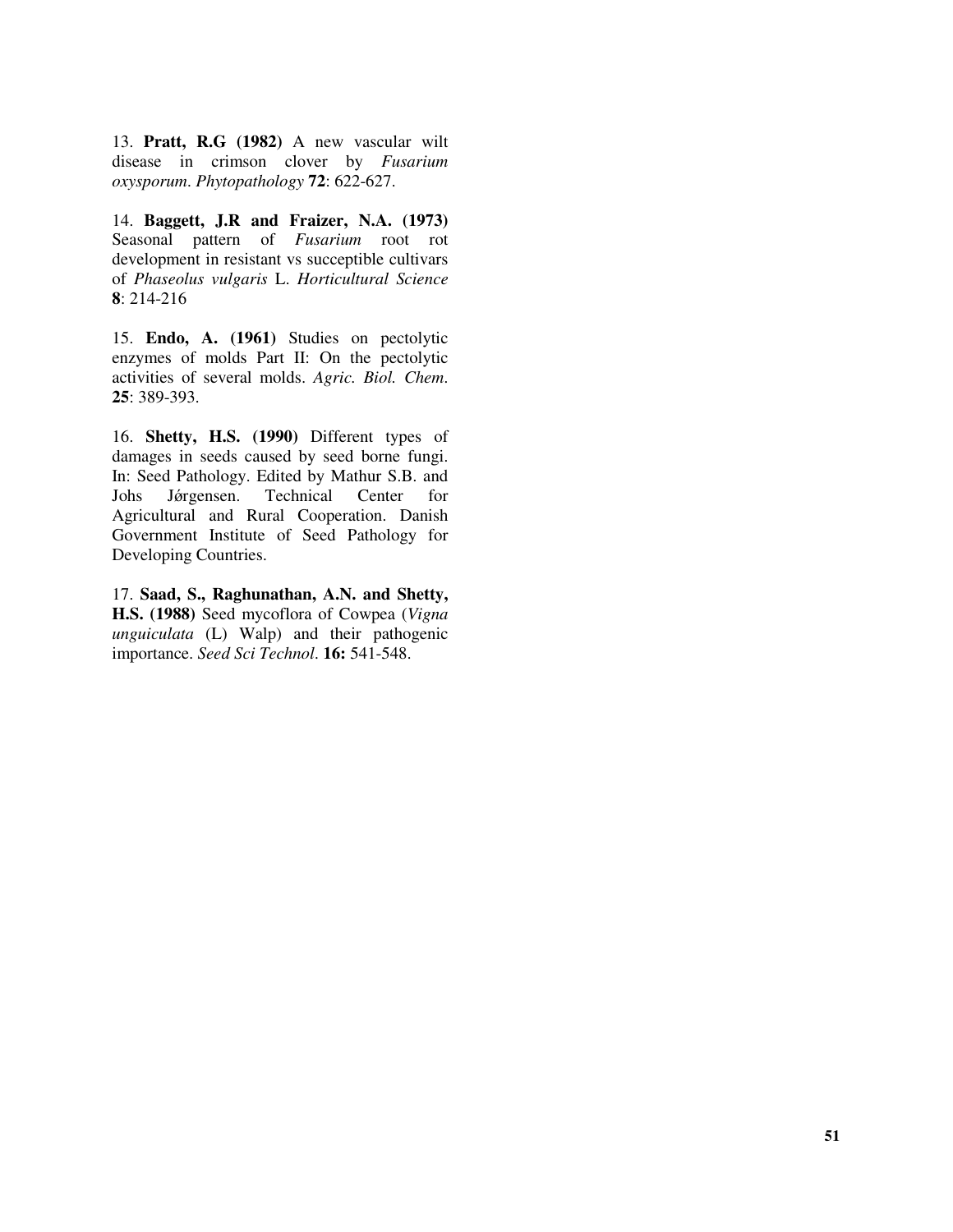13. **Pratt, R.G (1982)** A new vascular wilt disease in crimson clover by *Fusarium oxysporum*. *Phytopathology* **72**: 622-627.

14. **Baggett, J.R and Fraizer, N.A. (1973)** Seasonal pattern of *Fusarium* root rot development in resistant vs succeptible cultivars of *Phaseolus vulgaris* L. *Horticultural Science* **8**: 214-216

15. **Endo, A. (1961)** Studies on pectolytic enzymes of molds Part II: On the pectolytic activities of several molds. *Agric. Biol. Chem.* **25**: 389-393.

16. **Shetty, H.S. (1990)** Different types of damages in seeds caused by seed borne fungi. In: Seed Pathology. Edited by Mathur S.B. and Johs Jørgensen. Technical Center for Agricultural and Rural Cooperation. Danish Government Institute of Seed Pathology for Developing Countries.

17. **Saad, S., Raghunathan, A.N. and Shetty, H.S. (1988)** Seed mycoflora of Cowpea (*Vigna unguiculata* (L) Walp) and their pathogenic importance. *Seed Sci Technol*. **16:** 541-548.